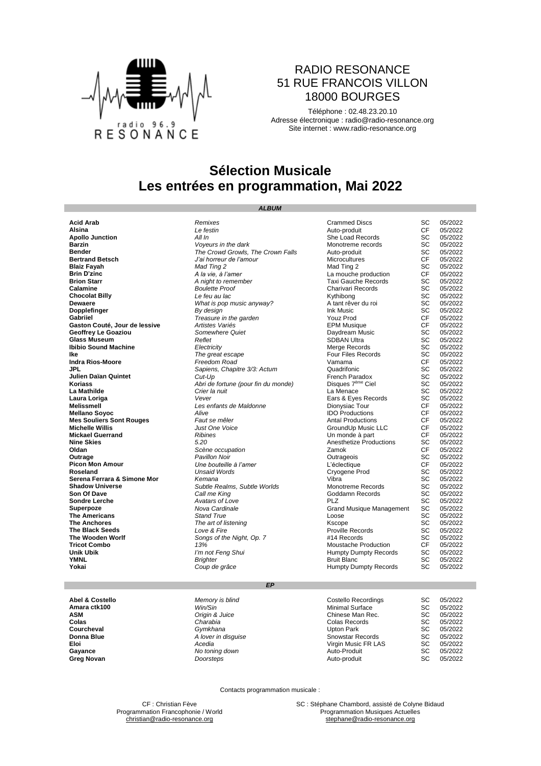RADIO RESONANCE
51 RUE FRANCOIS VILLON
18000 BOURGES

Téléphone : 02.48.23.20.10
Adresse électronique : radio@radio-resonance.org
Site internet : www.radio-resonance.org

# Sélection Musicale
# Les entrées en programmation, Mai 2022

## *ALBUM*

| | | | | |
|---|---|---|---|---|
| **Acid Arab** | *Remixes* | Crammed Discs | SC | 05/2022 |
| **Alsina** | *Le festin* | Auto-produit | CF | 05/2022 |
| **Apollo Junction** | *All In* | She Load Records | SC | 05/2022 |
| **Barzin** | *Voyeurs in the dark* | Monotreme records | SC | 05/2022 |
| **Bender** | *The Crowd Growls, The Crown Falls* | Auto-produit | SC | 05/2022 |
| **Bertrand Betsch** | *J'ai horreur de l'amour* | Microcultures | CF | 05/2022 |
| **Blaiz Fayah** | *Mad Ting 2* | Mad Ting 2 | SC | 05/2022 |
| **Brin D'zinc** | *A la vie, à l'amer* | La mouche production | CF | 05/2022 |
| **Brion Starr** | *A night to remember* | Taxi Gauche Records | SC | 05/2022 |
| **Calamine** | *Boulette Proof* | Charivari Records | SC | 05/2022 |
| **Chocolat Billy** | *Le feu au lac* | Kythibong | SC | 05/2022 |
| **Dewaere** | *What is pop music anyway?* | A tant rêver du roi | SC | 05/2022 |
| **Dopplefinger** | *By design* | Ink Music | SC | 05/2022 |
| **Gabriiel** | *Treasure in the garden* | Youz Prod | CF | 05/2022 |
| **Gaston Couté, Jour de lessive** | *Artistes Variés* | EPM Musique | CF | 05/2022 |
| **Geoffrey Le Goaziou** | *Somewhere Quiet* | Daydream Music | SC | 05/2022 |
| **Glass Museum** | *Reflet* | SDBAN Ultra | SC | 05/2022 |
| **Ibibio Sound Machine** | *Electricity* | Merge Records | SC | 05/2022 |
| **Ike** | *The great escape* | Four Files Records | SC | 05/2022 |
| **Indra Rios-Moore** | *Freedom Road* | Vamama | CF | 05/2022 |
| **JPL** | *Sapiens, Chapitre 3/3: Actum* | Quadrifonic | SC | 05/2022 |
| **Julien Daïan Quintet** | *Cut-Up* | French Paradox | SC | 05/2022 |
| **Koriass** | *Abri de fortune (pour fin du monde)* | Disques 7ème Ciel | SC | 05/2022 |
| **La Mathilde** | *Crier la nuit* | La Menace | SC | 05/2022 |
| **Laura Loriga** | *Vever* | Ears & Eyes Records | SC | 05/2022 |
| **Melissmell** | *Les enfants de Maldonne* | Dionysiac Tour | CF | 05/2022 |
| **Mellano Soyoc** | *Alive* | IDO Productions | CF | 05/2022 |
| **Mes Souliers Sont Rouges** | *Faut se mêler* | Antaï Productions | CF | 05/2022 |
| **Michelle Willis** | *Just One Voice* | GroundUp Music LLC | CF | 05/2022 |
| **Mickael Guerrand** | *Ribines* | Un monde à part | CF | 05/2022 |
| **Nine Skies** | *5.20* | Anesthetize Productions | SC | 05/2022 |
| **Oldan** | *Scène occupation* | Zamok | CF | 05/2022 |
| **Outrage** | *Pavillon Noir* | Outrageois | SC | 05/2022 |
| **Picon Mon Amour** | *Une bouteille à l'amer* | L'éclectique | CF | 05/2022 |
| **Roseland** | *Unsaid Words* | Cryogene Prod | SC | 05/2022 |
| **Serena Ferrara & Simone Mor** | *Kemana* | Vibra | SC | 05/2022 |
| **Shadow Universe** | *Subtle Realms, Subtle Worlds* | Monotreme Records | SC | 05/2022 |
| **Son Of Dave** | *Call me King* | Goddamn Records | SC | 05/2022 |
| **Sondre Lerche** | *Avatars of Love* | PLZ | SC | 05/2022 |
| **Superpoze** | *Nova Cardinale* | Grand Musique Management | SC | 05/2022 |
| **The Americans** | *Stand True* | Loose | SC | 05/2022 |
| **The Anchores** | *The art of listening* | Kscope | SC | 05/2022 |
| **The Black Seeds** | *Love & Fire* | Proville Records | SC | 05/2022 |
| **The Wooden Worlf** | *Songs of the Night, Op. 7* | #14 Records | SC | 05/2022 |
| **Tricot Combo** | *13%* | Moustache Production | CF | 05/2022 |
| **Unik Ubik** | *I'm not Feng Shui* | Humpty Dumpty Records | SC | 05/2022 |
| **YMNL** | *Brighter* | Bruit Blanc | SC | 05/2022 |
| **Yokai** | *Coup de grâce* | Humpty Dumpty Records | SC | 05/2022 |

## *EP*

| | | | | |
|---|---|---|---|---|
| **Abel & Costello** | *Memory is blind* | Costello Recordings | SC | 05/2022 |
| **Amara ctk100** | *Win/Sin* | Minimal Surface | SC | 05/2022 |
| **ASM** | *Origin & Juice* | Chinese Man Rec. | SC | 05/2022 |
| **Colas** | *Charabia* | Colas Records | SC | 05/2022 |
| **Courcheval** | *Gymkhana* | Upton Park | SC | 05/2022 |
| **Donna Blue** | *A lover in disguise* | Snowstar Records | SC | 05/2022 |
| **Eloi** | *Acedia* | Virgin Music FR LAS | SC | 05/2022 |
| **Gayance** | *No toning down* | Auto-Produit | SC | 05/2022 |
| **Greg Novan** | *Doorsteps* | Auto-produit | SC | 05/2022 |

Contacts programmation musicale :

CF : Christian Fève
Programmation Francophonie / World
christian@radio-resonance.org

SC : Stéphane Chambord, assisté de Colyne Bidaud
Programmation Musiques Actuelles
stephane@radio-resonance.org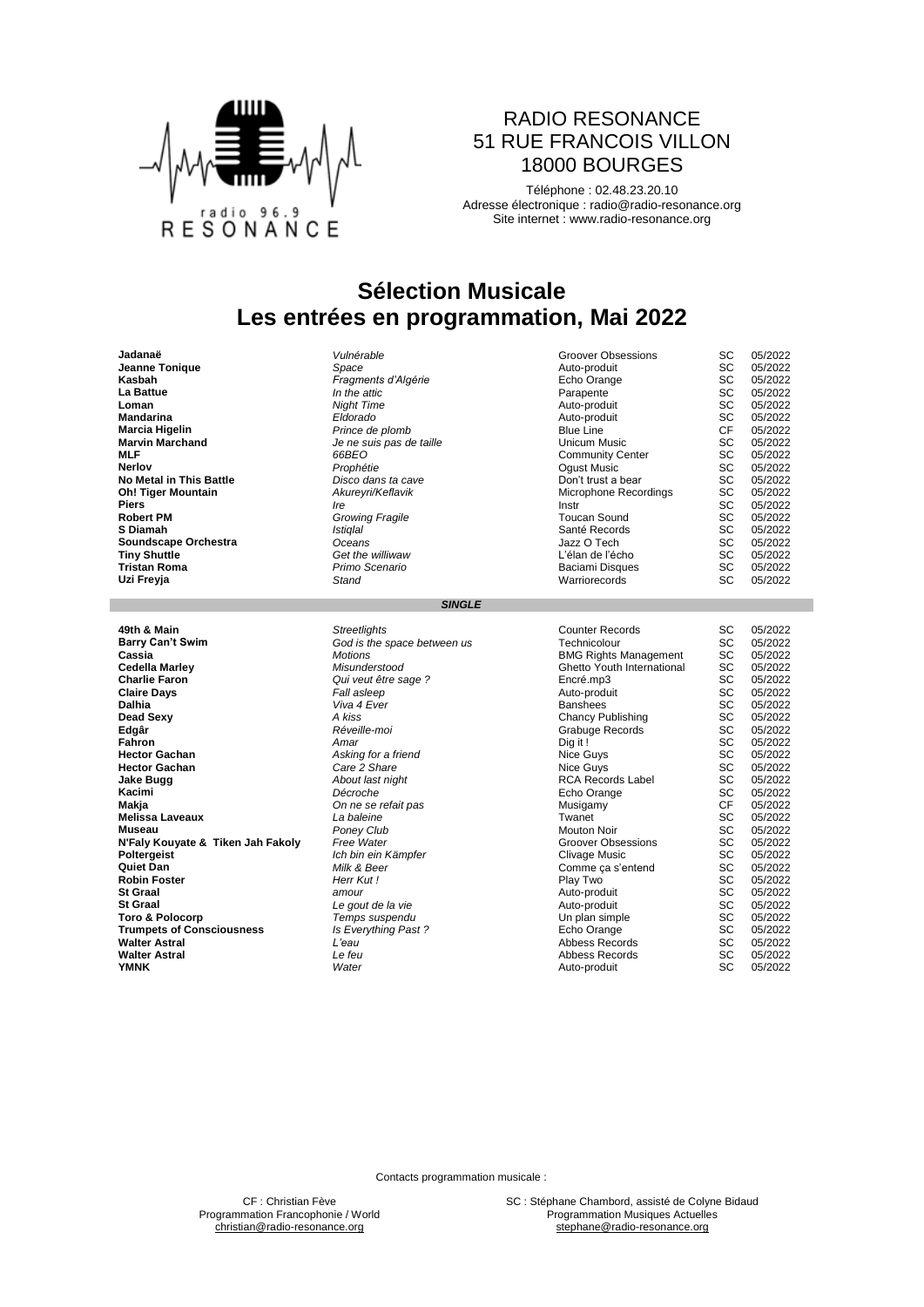RADIO RESONANCE
51 RUE FRANCOIS VILLON
18000 BOURGES

Téléphone : 02.48.23.20.10
Adresse électronique : radio@radio-resonance.org
Site internet : www.radio-resonance.org

# Sélection Musicale
# Les entrées en programmation, Mai 2022

| | | | | |
|---|---|---|---|---|
| **Jadanaë** | *Vulnérable* | Groover Obsessions | SC | 05/2022 |
| **Jeanne Tonique** | *Space* | Auto-produit | SC | 05/2022 |
| **Kasbah** | *Fragments d'Algérie* | Echo Orange | SC | 05/2022 |
| **La Battue** | *In the attic* | Parapente | SC | 05/2022 |
| **Loman** | *Night Time* | Auto-produit | SC | 05/2022 |
| **Mandarina** | *Eldorado* | Auto-produit | SC | 05/2022 |
| **Marcia Higelin** | *Prince de plomb* | Blue Line | CF | 05/2022 |
| **Marvin Marchand** | *Je ne suis pas de taille* | Unicum Music | SC | 05/2022 |
| **MLF** | *66BEO* | Community Center | SC | 05/2022 |
| **Nerlov** | *Prophétie* | Ogust Music | SC | 05/2022 |
| **No Metal in This Battle** | *Disco dans ta cave* | Don't trust a bear | SC | 05/2022 |
| **Oh! Tiger Mountain** | *Akureyri/Keflavik* | Microphone Recordings | SC | 05/2022 |
| **Piers** | *Ire* | Instr | SC | 05/2022 |
| **Robert PM** | *Growing Fragile* | Toucan Sound | SC | 05/2022 |
| **S Diamah** | *Istiqlal* | Santé Records | SC | 05/2022 |
| **Soundscape Orchestra** | *Oceans* | Jazz O Tech | SC | 05/2022 |
| **Tiny Shuttle** | *Get the williwaw* | L'élan de l'écho | SC | 05/2022 |
| **Tristan Roma** | *Primo Scenario* | Baciami Disques | SC | 05/2022 |
| **Uzi Freyja** | *Stand* | Warriorecords | SC | 05/2022 |

***SINGLE***

| | | | | |
|---|---|---|---|---|
| **49th & Main** | *Streetlights* | Counter Records | SC | 05/2022 |
| **Barry Can't Swim** | *God is the space between us* | Technicolour | SC | 05/2022 |
| **Cassia** | *Motions* | BMG Rights Management | SC | 05/2022 |
| **Cedella Marley** | *Misunderstood* | Ghetto Youth International | SC | 05/2022 |
| **Charlie Faron** | *Qui veut être sage ?* | Encré.mp3 | SC | 05/2022 |
| **Claire Days** | *Fall asleep* | Auto-produit | SC | 05/2022 |
| **Dalhia** | *Viva 4 Ever* | Banshees | SC | 05/2022 |
| **Dead Sexy** | *A kiss* | Chancy Publishing | SC | 05/2022 |
| **Edgâr** | *Réveille-moi* | Grabuge Records | SC | 05/2022 |
| **Fahron** | *Amar* | Dig it ! | SC | 05/2022 |
| **Hector Gachan** | *Asking for a friend* | Nice Guys | SC | 05/2022 |
| **Hector Gachan** | *Care 2 Share* | Nice Guys | SC | 05/2022 |
| **Jake Bugg** | *About last night* | RCA Records Label | SC | 05/2022 |
| **Kacimi** | *Décroche* | Echo Orange | SC | 05/2022 |
| **Makja** | *On ne se refait pas* | Musigamy | CF | 05/2022 |
| **Melissa Laveaux** | *La baleine* | Twanet | SC | 05/2022 |
| **Museau** | *Poney Club* | Mouton Noir | SC | 05/2022 |
| **N'Faly Kouyate & Tiken Jah Fakoly** | *Free Water* | Groover Obsessions | SC | 05/2022 |
| **Poltergeist** | *Ich bin ein Kämpfer* | Clivage Music | SC | 05/2022 |
| **Quiet Dan** | *Milk & Beer* | Comme ça s'entend | SC | 05/2022 |
| **Robin Foster** | *Herr Kut !* | Play Two | SC | 05/2022 |
| **St Graal** | *amour* | Auto-produit | SC | 05/2022 |
| **St Graal** | *Le gout de la vie* | Auto-produit | SC | 05/2022 |
| **Toro & Polocorp** | *Temps suspendu* | Un plan simple | SC | 05/2022 |
| **Trumpets of Consciousness** | *Is Everything Past ?* | Echo Orange | SC | 05/2022 |
| **Walter Astral** | *L'eau* | Abbess Records | SC | 05/2022 |
| **Walter Astral** | *Le feu* | Abbess Records | SC | 05/2022 |
| **YMNK** | *Water* | Auto-produit | SC | 05/2022 |

Contacts programmation musicale :

CF : Christian Fève
Programmation Francophonie / World
christian@radio-resonance.org

SC : Stéphane Chambord, assisté de Colyne Bidaud
Programmation Musiques Actuelles
stephane@radio-resonance.org